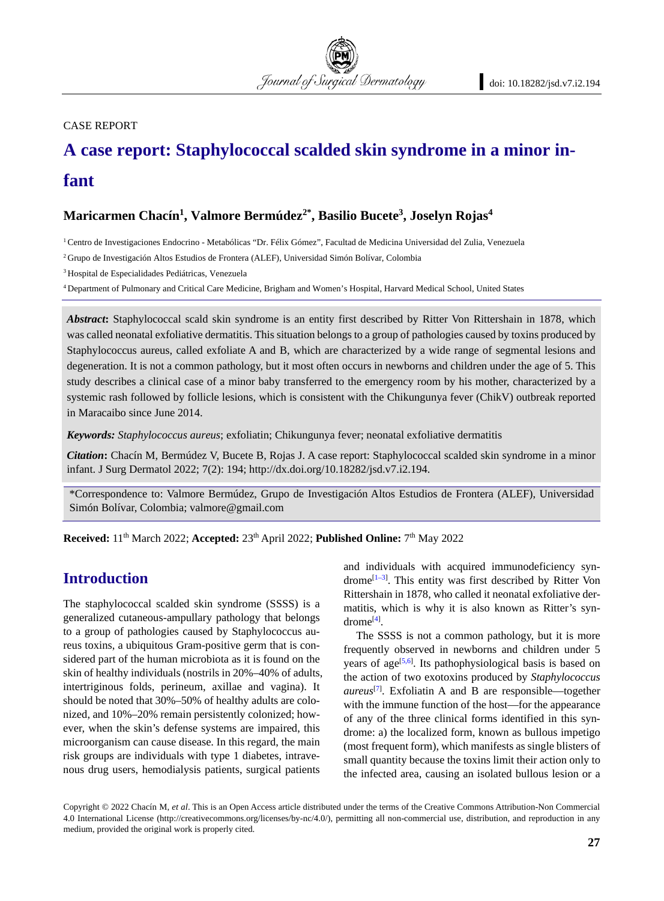CASE REPORT

# A case report: Staphylococcal scalded skin syndrome in a minor infant

**Maricarmen Chacín[1], Valmore Bermúdez[2*], Basilio Bucete[3], Joselyn Rojas[4]**

[1] Centro de Investigaciones Endocrino - Metabólicas "Dr. Félix Gómez", Facultad de Medicina Universidad del Zulia, Venezuela

[2] Grupo de Investigación Altos Estudios de Frontera (ALEF), Universidad Simón Bolívar, Colombia

[3] Hospital de Especialidades Pediátricas, Venezuela

[4] Department of Pulmonary and Critical Care Medicine, Brigham and Women's Hospital, Harvard Medical School, United States

***Abstract*:** Staphylococcal scald skin syndrome is an entity first described by Ritter Von Rittershain in 1878, which was called neonatal exfoliative dermatitis. This situation belongs to a group of pathologies caused by toxins produced by Staphylococcus aureus, called exfoliate A and B, which are characterized by a wide range of segmental lesions and degeneration. It is not a common pathology, but it most often occurs in newborns and children under the age of 5. This study describes a clinical case of a minor baby transferred to the emergency room by his mother, characterized by a systemic rash followed by follicle lesions, which is consistent with the Chikungunya fever (ChikV) outbreak reported in Maracaibo since June 2014.

***Keywords:*** *Staphylococcus aureus*; exfoliatin; Chikungunya fever; neonatal exfoliative dermatitis

***Citation*:** Chacín M, Bermúdez V, Bucete B, Rojas J. A case report: Staphylococcal scalded skin syndrome in a minor infant. J Surg Dermatol 2022; 7(2): 194; http://dx.doi.org/10.18282/jsd.v7.i2.194.

*Correspondence to: Valmore Bermúdez, Grupo de Investigación Altos Estudios de Frontera (ALEF), Universidad Simón Bolívar, Colombia; valmore@gmail.com

**Received:** 11th March 2022; **Accepted:** 23th April 2022; **Published Online:** 7th May 2022

## Introduction

The staphylococcal scalded skin syndrome (SSSS) is a generalized cutaneous-ampullary pathology that belongs to a group of pathologies caused by Staphylococcus aureus toxins, a ubiquitous Gram-positive germ that is considered part of the human microbiota as it is found on the skin of healthy individuals (nostrils in 20%–40% of adults, intertriginous folds, perineum, axillae and vagina). It should be noted that 30%–50% of healthy adults are colonized, and 10%–20% remain persistently colonized; however, when the skin's defense systems are impaired, this microorganism can cause disease. In this regard, the main risk groups are individuals with type 1 diabetes, intravenous drug users, hemodialysis patients, surgical patients and individuals with acquired immunodeficiency syndrome[1–3]. This entity was first described by Ritter Von Rittershain in 1878, who called it neonatal exfoliative dermatitis, which is why it is also known as Ritter's syndrome[4].

The SSSS is not a common pathology, but it is more frequently observed in newborns and children under 5 years of age[5,6]. Its pathophysiological basis is based on the action of two exotoxins produced by *Staphylococcus aureus*[7]. Exfoliatin A and B are responsible—together with the immune function of the host—for the appearance of any of the three clinical forms identified in this syndrome: a) the localized form, known as bullous impetigo (most frequent form), which manifests as single blisters of small quantity because the toxins limit their action only to the infected area, causing an isolated bullous lesion or a

Copyright © 2022 Chacín M, *et al*. This is an Open Access article distributed under the terms of the Creative Commons Attribution-Non Commercial 4.0 International License (http://creativecommons.org/licenses/by-nc/4.0/), permitting all non-commercial use, distribution, and reproduction in any medium, provided the original work is properly cited.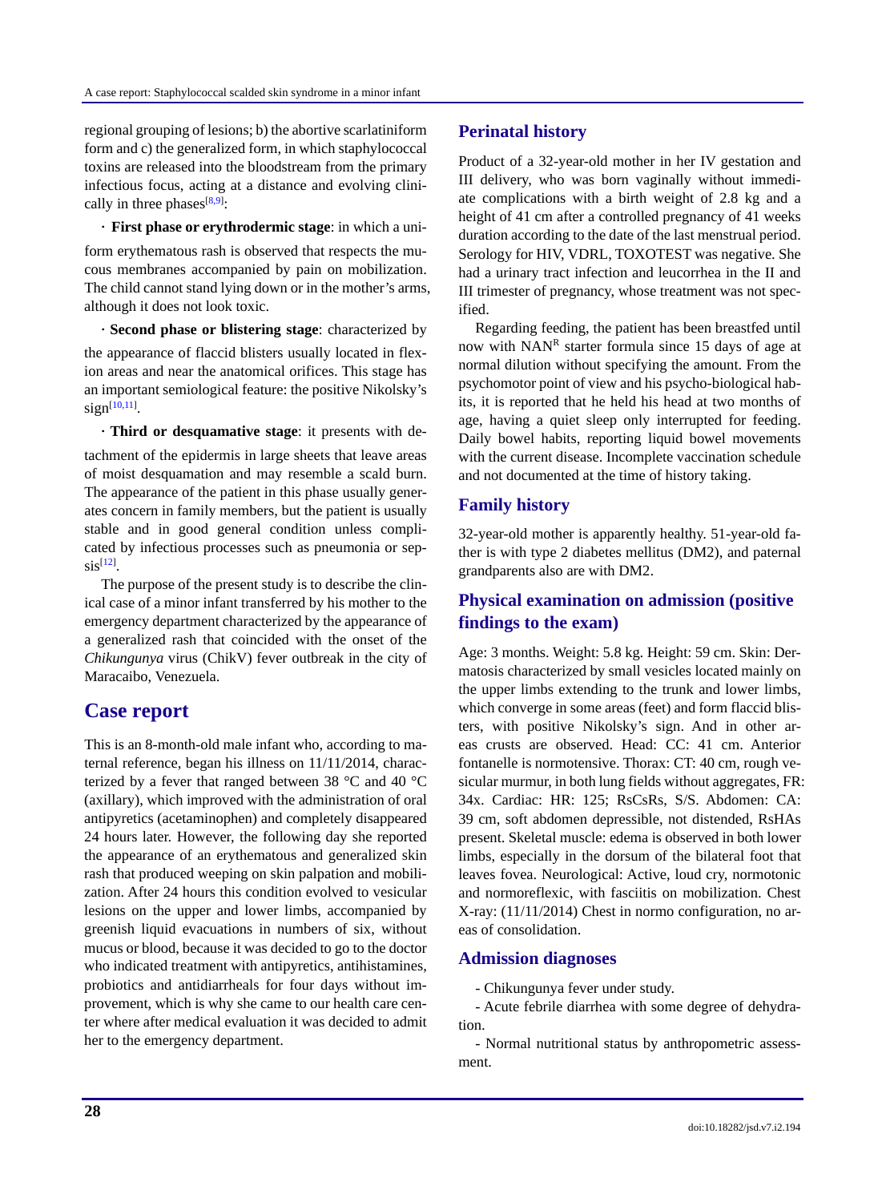regional grouping of lesions; b) the abortive scarlatiniform form and c) the generalized form, in which staphylococcal toxins are released into the bloodstream from the primary infectious focus, acting at a distance and evolving clinically in three phases[8,9]:

· **First phase or erythrodermic stage**: in which a uniform erythematous rash is observed that respects the mucous membranes accompanied by pain on mobilization. The child cannot stand lying down or in the mother's arms, although it does not look toxic.

· **Second phase or blistering stage**: characterized by the appearance of flaccid blisters usually located in flexion areas and near the anatomical orifices. This stage has an important semiological feature: the positive Nikolsky's sign[10,11].

· **Third or desquamative stage**: it presents with detachment of the epidermis in large sheets that leave areas of moist desquamation and may resemble a scald burn. The appearance of the patient in this phase usually generates concern in family members, but the patient is usually stable and in good general condition unless complicated by infectious processes such as pneumonia or sepsis[12].

The purpose of the present study is to describe the clinical case of a minor infant transferred by his mother to the emergency department characterized by the appearance of a generalized rash that coincided with the onset of the *Chikungunya* virus (ChikV) fever outbreak in the city of Maracaibo, Venezuela.

## Case report

This is an 8-month-old male infant who, according to maternal reference, began his illness on 11/11/2014, characterized by a fever that ranged between 38 °C and 40 °C (axillary), which improved with the administration of oral antipyretics (acetaminophen) and completely disappeared 24 hours later. However, the following day she reported the appearance of an erythematous and generalized skin rash that produced weeping on skin palpation and mobilization. After 24 hours this condition evolved to vesicular lesions on the upper and lower limbs, accompanied by greenish liquid evacuations in numbers of six, without mucus or blood, because it was decided to go to the doctor who indicated treatment with antipyretics, antihistamines, probiotics and antidiarrheals for four days without improvement, which is why she came to our health care center where after medical evaluation it was decided to admit her to the emergency department.

### Perinatal history

Product of a 32-year-old mother in her IV gestation and III delivery, who was born vaginally without immediate complications with a birth weight of 2.8 kg and a height of 41 cm after a controlled pregnancy of 41 weeks duration according to the date of the last menstrual period. Serology for HIV, VDRL, TOXOTEST was negative. She had a urinary tract infection and leucorrhea in the II and III trimester of pregnancy, whose treatment was not specified.

Regarding feeding, the patient has been breastfed until now with NAN[R] starter formula since 15 days of age at normal dilution without specifying the amount. From the psychomotor point of view and his psycho-biological habits, it is reported that he held his head at two months of age, having a quiet sleep only interrupted for feeding. Daily bowel habits, reporting liquid bowel movements with the current disease. Incomplete vaccination schedule and not documented at the time of history taking.

### Family history

32-year-old mother is apparently healthy. 51-year-old father is with type 2 diabetes mellitus (DM2), and paternal grandparents also are with DM2.

### Physical examination on admission (positive findings to the exam)

Age: 3 months. Weight: 5.8 kg. Height: 59 cm. Skin: Dermatosis characterized by small vesicles located mainly on the upper limbs extending to the trunk and lower limbs, which converge in some areas (feet) and form flaccid blisters, with positive Nikolsky's sign. And in other areas crusts are observed. Head: CC: 41 cm. Anterior fontanelle is normotensive. Thorax: CT: 40 cm, rough vesicular murmur, in both lung fields without aggregates, FR: 34x. Cardiac: HR: 125; RsCsRs, S/S. Abdomen: CA: 39 cm, soft abdomen depressible, not distended, RsHAs present. Skeletal muscle: edema is observed in both lower limbs, especially in the dorsum of the bilateral foot that leaves fovea. Neurological: Active, loud cry, normotonic and normoreflexic, with fasciitis on mobilization. Chest X-ray: (11/11/2014) Chest in normo configuration, no areas of consolidation.

### Admission diagnoses

- Chikungunya fever under study.
- Acute febrile diarrhea with some degree of dehydration.
- Normal nutritional status by anthropometric assessment.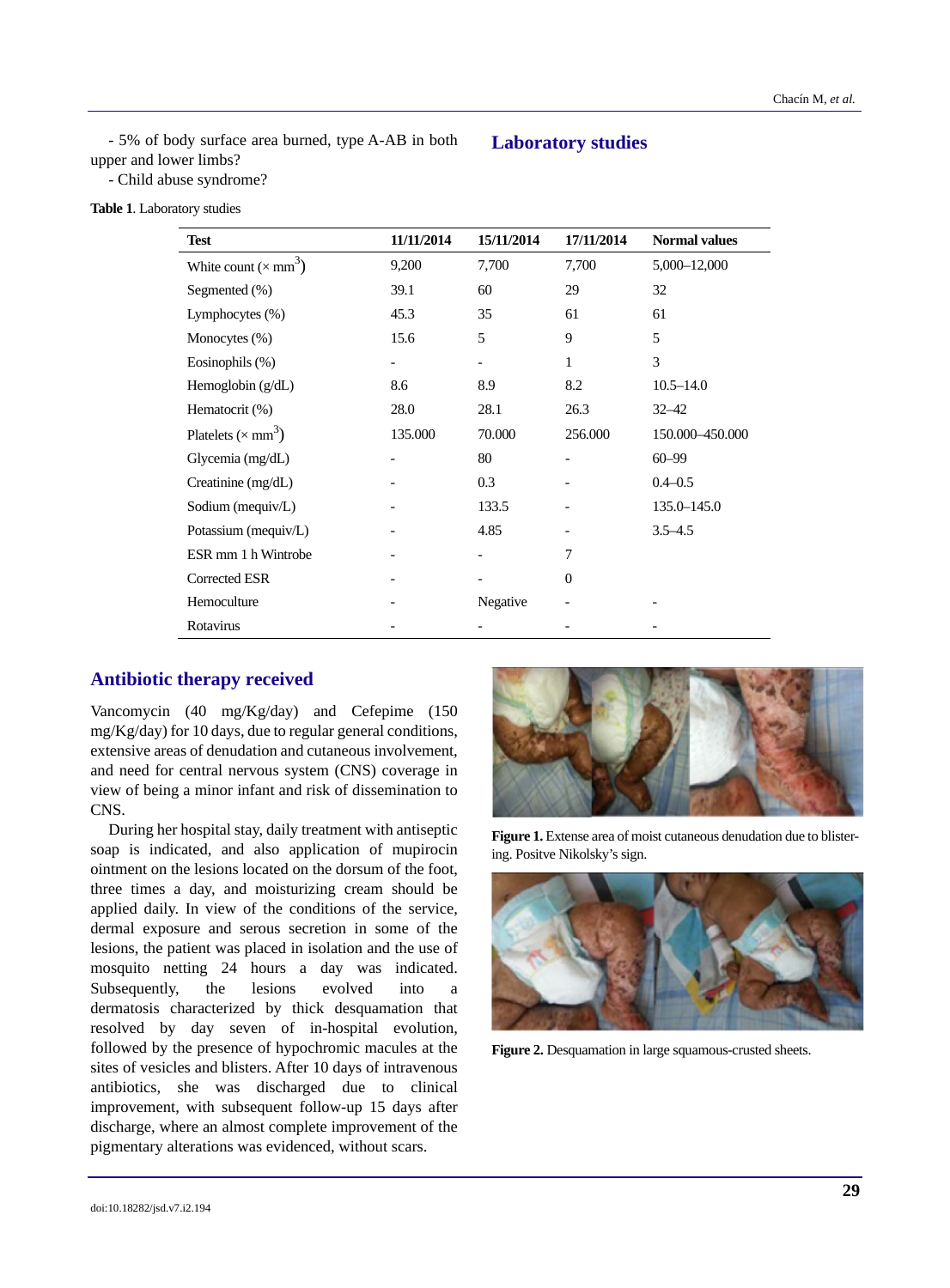- 5% of body surface area burned, type A-AB in both upper and lower limbs?

- Child abuse syndrome?

## Laboratory studies

**Table 1**. Laboratory studies

| Test | 11/11/2014 | 15/11/2014 | 17/11/2014 | Normal values |
|---|---|---|---|---|
| White count (× $mm^3$) | 9,200 | 7,700 | 7,700 | 5,000–12,000 |
| Segmented (%) | 39.1 | 60 | 29 | 32 |
| Lymphocytes (%) | 45.3 | 35 | 61 | 61 |
| Monocytes (%) | 15.6 | 5 | 9 | 5 |
| Eosinophils (%) | - | - | 1 | 3 |
| Hemoglobin (g/dL) | 8.6 | 8.9 | 8.2 | 10.5–14.0 |
| Hematocrit (%) | 28.0 | 28.1 | 26.3 | 32–42 |
| Platelets (× $mm^3$) | 135.000 | 70.000 | 256.000 | 150.000–450.000 |
| Glycemia (mg/dL) | - | 80 | - | 60–99 |
| Creatinine (mg/dL) | - | 0.3 | - | 0.4–0.5 |
| Sodium (mequiv/L) | - | 133.5 | - | 135.0–145.0 |
| Potassium (mequiv/L) | - | 4.85 | - | 3.5–4.5 |
| ESR mm 1 h Wintrobe | - | - | 7 | |
| Corrected ESR | - | - | 0 | |
| Hemoculture | - | Negative | - | - |
| Rotavirus | - | - | - | - |

## Antibiotic therapy received

Vancomycin (40 mg/Kg/day) and Cefepime (150 mg/Kg/day) for 10 days, due to regular general conditions, extensive areas of denudation and cutaneous involvement, and need for central nervous system (CNS) coverage in view of being a minor infant and risk of dissemination to CNS.

During her hospital stay, daily treatment with antiseptic soap is indicated, and also application of mupirocin ointment on the lesions located on the dorsum of the foot, three times a day, and moisturizing cream should be applied daily. In view of the conditions of the service, dermal exposure and serous secretion in some of the lesions, the patient was placed in isolation and the use of mosquito netting 24 hours a day was indicated. Subsequently, the lesions evolved into a dermatosis characterized by thick desquamation that resolved by day seven of in-hospital evolution, followed by the presence of hypochromic macules at the sites of vesicles and blisters. After 10 days of intravenous antibiotics, she was discharged due to clinical improvement, with subsequent follow-up 15 days after discharge, where an almost complete improvement of the pigmentary alterations was evidenced, without scars.

**Figure 1.** Extense area of moist cutaneous denudation due to blistering. Positve Nikolsky's sign.

**Figure 2.** Desquamation in large squamous-crusted sheets.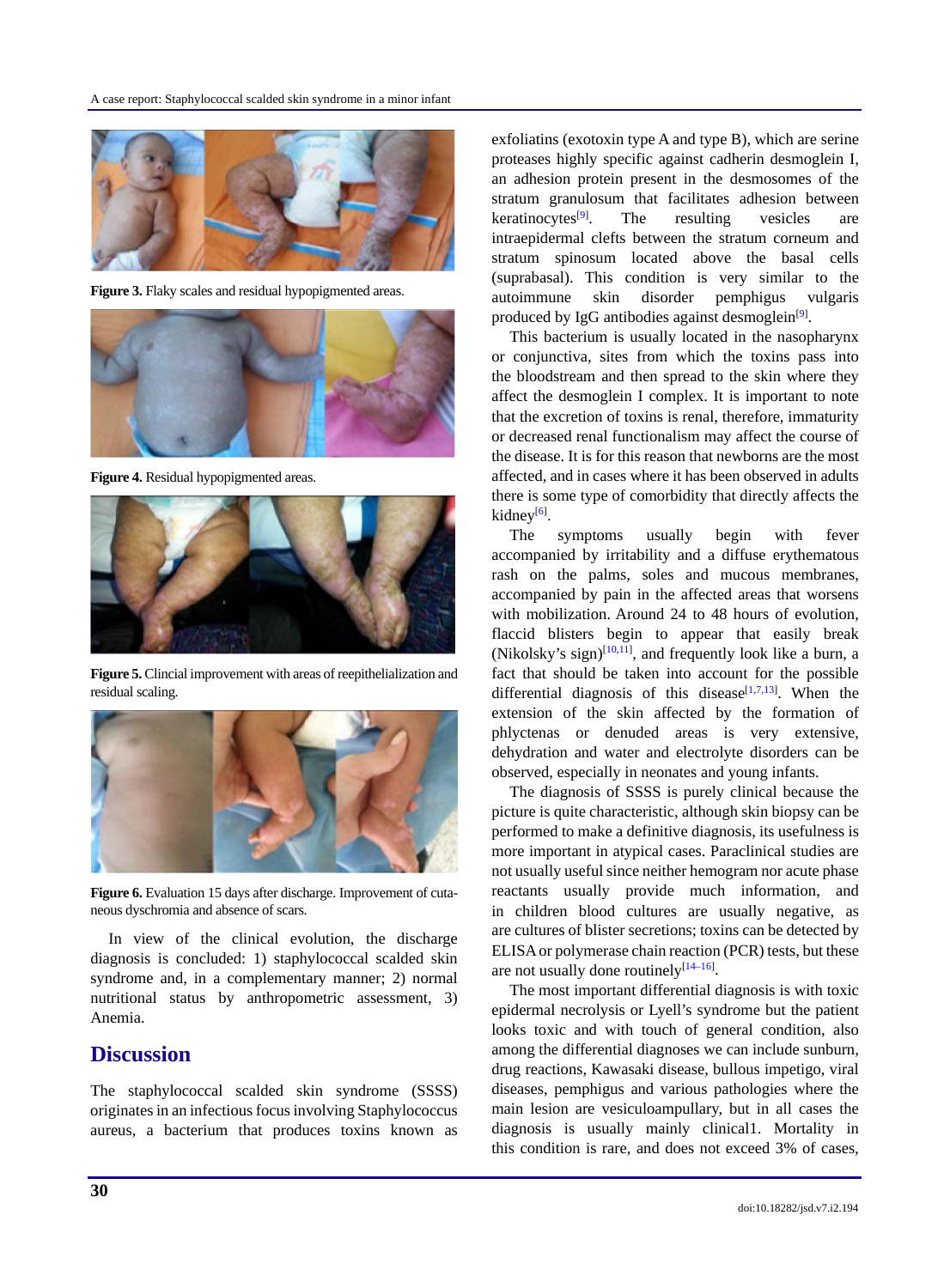Figure 3. Flaky scales and residual hypopigmented areas.

Figure 4. Residual hypopigmented areas.

Figure 5. Clincial improvement with areas of reepithelialization and residual scaling.

Figure 6. Evaluation 15 days after discharge. Improvement of cutaneous dyschromia and absence of scars.

In view of the clinical evolution, the discharge diagnosis is concluded: 1) staphylococcal scalded skin syndrome and, in a complementary manner; 2) normal nutritional status by anthropometric assessment, 3) Anemia.

## Discussion

The staphylococcal scalded skin syndrome (SSSS) originates in an infectious focus involving Staphylococcus aureus, a bacterium that produces toxins known as exfoliatins (exotoxin type A and type B), which are serine proteases highly specific against cadherin desmoglein I, an adhesion protein present in the desmosomes of the stratum granulosum that facilitates adhesion between keratinocytes[9]. The resulting vesicles are intraepidermal clefts between the stratum corneum and stratum spinosum located above the basal cells (suprabasal). This condition is very similar to the autoimmune skin disorder pemphigus vulgaris produced by IgG antibodies against desmoglein[9].

This bacterium is usually located in the nasopharynx or conjunctiva, sites from which the toxins pass into the bloodstream and then spread to the skin where they affect the desmoglein I complex. It is important to note that the excretion of toxins is renal, therefore, immaturity or decreased renal functionalism may affect the course of the disease. It is for this reason that newborns are the most affected, and in cases where it has been observed in adults there is some type of comorbidity that directly affects the kidney[6].

The symptoms usually begin with fever accompanied by irritability and a diffuse erythematous rash on the palms, soles and mucous membranes, accompanied by pain in the affected areas that worsens with mobilization. Around 24 to 48 hours of evolution, flaccid blisters begin to appear that easily break (Nikolsky's sign)[10,11], and frequently look like a burn, a fact that should be taken into account for the possible differential diagnosis of this disease[1,7,13]. When the extension of the skin affected by the formation of phlyctenas or denuded areas is very extensive, dehydration and water and electrolyte disorders can be observed, especially in neonates and young infants.

The diagnosis of SSSS is purely clinical because the picture is quite characteristic, although skin biopsy can be performed to make a definitive diagnosis, its usefulness is more important in atypical cases. Paraclinical studies are not usually useful since neither hemogram nor acute phase reactants usually provide much information, and in children blood cultures are usually negative, as are cultures of blister secretions; toxins can be detected by ELISA or polymerase chain reaction (PCR) tests, but these are not usually done routinely[14–16].

The most important differential diagnosis is with toxic epidermal necrolysis or Lyell's syndrome but the patient looks toxic and with touch of general condition, also among the differential diagnoses we can include sunburn, drug reactions, Kawasaki disease, bullous impetigo, viral diseases, pemphigus and various pathologies where the main lesion are vesiculoampullary, but in all cases the diagnosis is usually mainly clinical1. Mortality in this condition is rare, and does not exceed 3% of cases,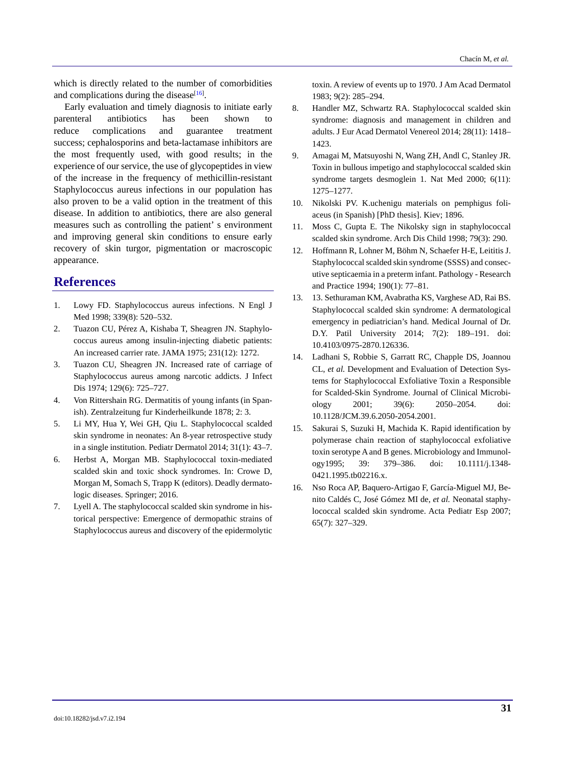which is directly related to the number of comorbidities and complications during the disease[16].

Early evaluation and timely diagnosis to initiate early parenteral antibiotics has been shown to reduce complications and guarantee treatment success; cephalosporins and beta-lactamase inhibitors are the most frequently used, with good results; in the experience of our service, the use of glycopeptides in view of the increase in the frequency of methicillin-resistant Staphylococcus aureus infections in our population has also proven to be a valid option in the treatment of this disease. In addition to antibiotics, there are also general measures such as controlling the patient' s environment and improving general skin conditions to ensure early recovery of skin turgor, pigmentation or macroscopic appearance.

## References

1. Lowy FD. Staphylococcus aureus infections. N Engl J Med 1998; 339(8): 520–532.
2. Tuazon CU, Pérez A, Kishaba T, Sheagren JN. Staphylococcus aureus among insulin-injecting diabetic patients: An increased carrier rate. JAMA 1975; 231(12): 1272.
3. Tuazon CU, Sheagren JN. Increased rate of carriage of Staphylococcus aureus among narcotic addicts. J Infect Dis 1974; 129(6): 725–727.
4. Von Rittershain RG. Dermatitis of young infants (in Spanish). Zentralzeitung fur Kinderheilkunde 1878; 2: 3.
5. Li MY, Hua Y, Wei GH, Qiu L. Staphylococcal scalded skin syndrome in neonates: An 8-year retrospective study in a single institution. Pediatr Dermatol 2014; 31(1): 43–7.
6. Herbst A, Morgan MB. Staphylococcal toxin-mediated scalded skin and toxic shock syndromes. In: Crowe D, Morgan M, Somach S, Trapp K (editors). Deadly dermatologic diseases. Springer; 2016.
7. Lyell A. The staphylococcal scalded skin syndrome in historical perspective: Emergence of dermopathic strains of Staphylococcus aureus and discovery of the epidermolytic toxin. A review of events up to 1970. J Am Acad Dermatol 1983; 9(2): 285–294.
8. Handler MZ, Schwartz RA. Staphylococcal scalded skin syndrome: diagnosis and management in children and adults. J Eur Acad Dermatol Venereol 2014; 28(11): 1418–1423.
9. Amagai M, Matsuyoshi N, Wang ZH, Andl C, Stanley JR. Toxin in bullous impetigo and staphylococcal scalded skin syndrome targets desmoglein 1. Nat Med 2000; 6(11): 1275–1277.
10. Nikolski PV. K.uchenigu materials on pemphigus foliaceus (in Spanish) [PhD thesis]. Kiev; 1896.
11. Moss C, Gupta E. The Nikolsky sign in staphylococcal scalded skin syndrome. Arch Dis Child 1998; 79(3): 290.
12. Hoffmann R, Lohner M, Böhm N, Schaefer H-E, Leititis J. Staphylococcal scalded skin syndrome (SSSS) and consecutive septicaemia in a preterm infant. Pathology - Research and Practice 1994; 190(1): 77–81.
13. 13. Sethuraman KM, Avabratha KS, Varghese AD, Rai BS. Staphylococcal scalded skin syndrome: A dermatological emergency in pediatrician's hand. Medical Journal of Dr. D.Y. Patil University 2014; 7(2): 189–191. doi: 10.4103/0975-2870.126336.
14. Ladhani S, Robbie S, Garratt RC, Chapple DS, Joannou CL, *et al.* Development and Evaluation of Detection Systems for Staphylococcal Exfoliative Toxin a Responsible for Scalded-Skin Syndrome. Journal of Clinical Microbiology 2001; 39(6): 2050–2054. doi: 10.1128/JCM.39.6.2050-2054.2001.
15. Sakurai S, Suzuki H, Machida K. Rapid identification by polymerase chain reaction of staphylococcal exfoliative toxin serotype A and B genes. Microbiology and Immunology1995; 39: 379–386. doi: 10.1111/j.1348-0421.1995.tb02216.x.
16. Nso Roca AP, Baquero-Artigao F, García-Miguel MJ, Benito Caldés C, José Gómez MI de, *et al.* Neonatal staphylococcal scalded skin syndrome. Acta Pediatr Esp 2007; 65(7): 327–329.